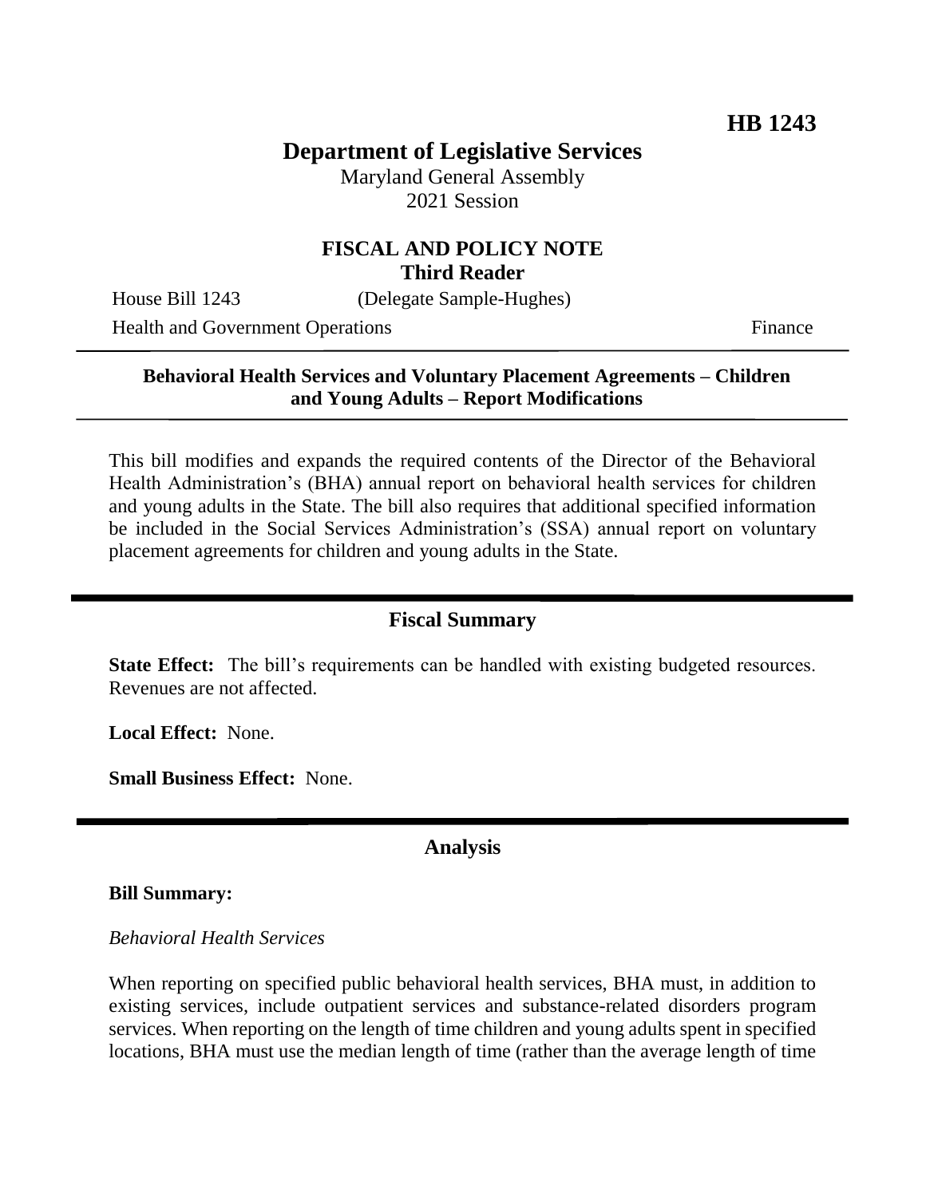**HB 1243**

# Department of Legislative Services

Maryland General Assembly
2021 Session

## FISCAL AND POLICY NOTE
**Third Reader**

House Bill 1243 (Delegate Sample-Hughes)

Health and Government Operations Finance

---

**Behavioral Health Services and Voluntary Placement Agreements – Children and Young Adults – Report Modifications**

---

This bill modifies and expands the required contents of the Director of the Behavioral Health Administration's (BHA) annual report on behavioral health services for children and young adults in the State. The bill also requires that additional specified information be included in the Social Services Administration's (SSA) annual report on voluntary placement agreements for children and young adults in the State.

## Fiscal Summary

**State Effect:** The bill's requirements can be handled with existing budgeted resources. Revenues are not affected.

**Local Effect:** None.

**Small Business Effect:** None.

## Analysis

**Bill Summary:**

*Behavioral Health Services*

When reporting on specified public behavioral health services, BHA must, in addition to existing services, include outpatient services and substance-related disorders program services. When reporting on the length of time children and young adults spent in specified locations, BHA must use the median length of time (rather than the average length of time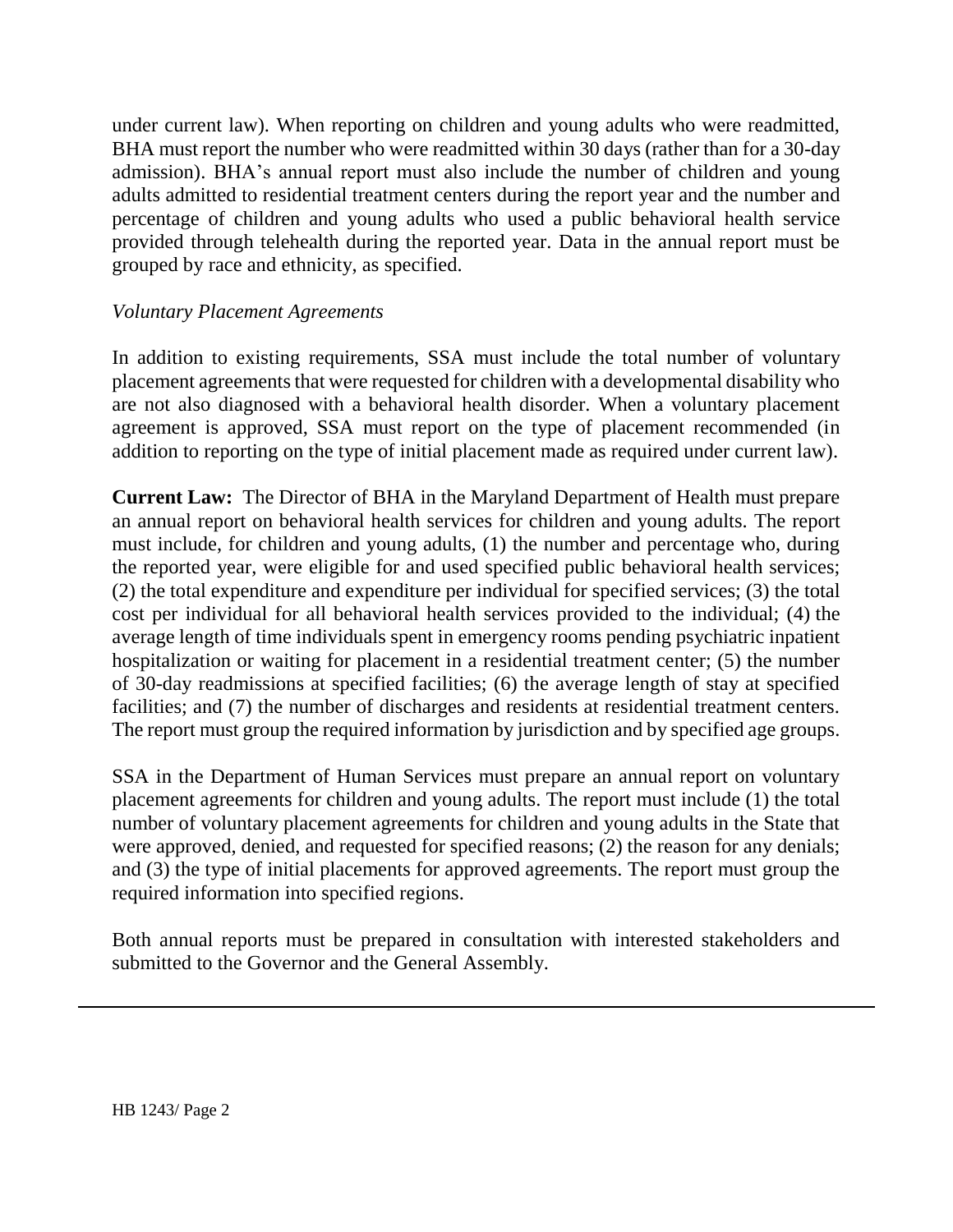under current law). When reporting on children and young adults who were readmitted, BHA must report the number who were readmitted within 30 days (rather than for a 30-day admission). BHA's annual report must also include the number of children and young adults admitted to residential treatment centers during the report year and the number and percentage of children and young adults who used a public behavioral health service provided through telehealth during the reported year. Data in the annual report must be grouped by race and ethnicity, as specified.

*Voluntary Placement Agreements*

In addition to existing requirements, SSA must include the total number of voluntary placement agreements that were requested for children with a developmental disability who are not also diagnosed with a behavioral health disorder. When a voluntary placement agreement is approved, SSA must report on the type of placement recommended (in addition to reporting on the type of initial placement made as required under current law).

**Current Law:** The Director of BHA in the Maryland Department of Health must prepare an annual report on behavioral health services for children and young adults. The report must include, for children and young adults, (1) the number and percentage who, during the reported year, were eligible for and used specified public behavioral health services; (2) the total expenditure and expenditure per individual for specified services; (3) the total cost per individual for all behavioral health services provided to the individual; (4) the average length of time individuals spent in emergency rooms pending psychiatric inpatient hospitalization or waiting for placement in a residential treatment center; (5) the number of 30-day readmissions at specified facilities; (6) the average length of stay at specified facilities; and (7) the number of discharges and residents at residential treatment centers. The report must group the required information by jurisdiction and by specified age groups.

SSA in the Department of Human Services must prepare an annual report on voluntary placement agreements for children and young adults. The report must include (1) the total number of voluntary placement agreements for children and young adults in the State that were approved, denied, and requested for specified reasons; (2) the reason for any denials; and (3) the type of initial placements for approved agreements. The report must group the required information into specified regions.

Both annual reports must be prepared in consultation with interested stakeholders and submitted to the Governor and the General Assembly.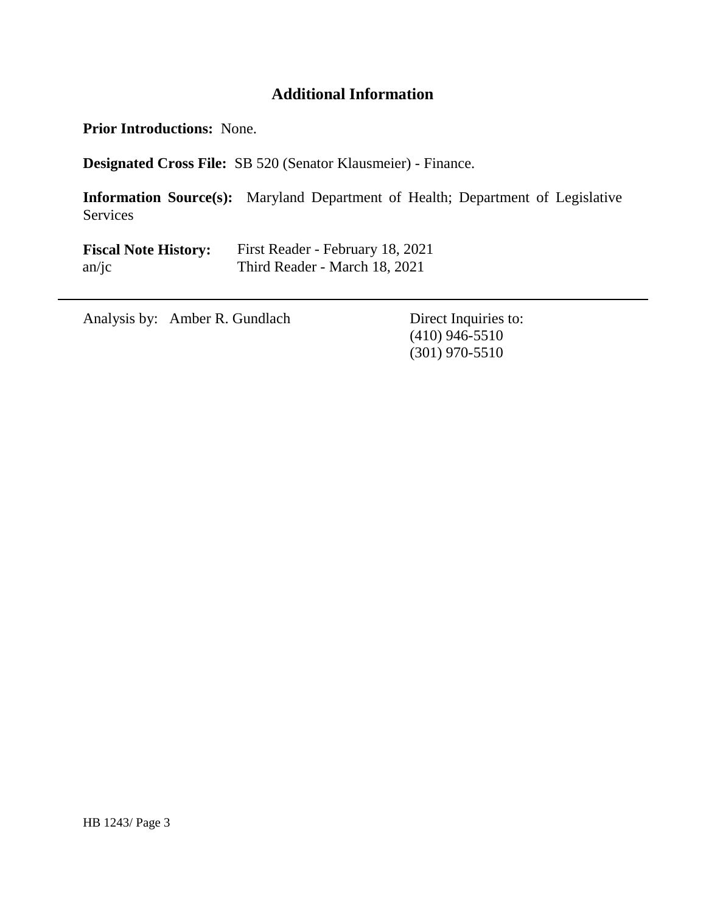## Additional Information

**Prior Introductions:** None.

**Designated Cross File:** SB 520 (Senator Klausmeier) - Finance.

**Information Source(s):** Maryland Department of Health; Department of Legislative Services

**Fiscal Note History:** First Reader - February 18, 2021
an/jc Third Reader - March 18, 2021

---

Analysis by: Amber R. Gundlach

Direct Inquiries to:
(410) 946-5510
(301) 970-5510